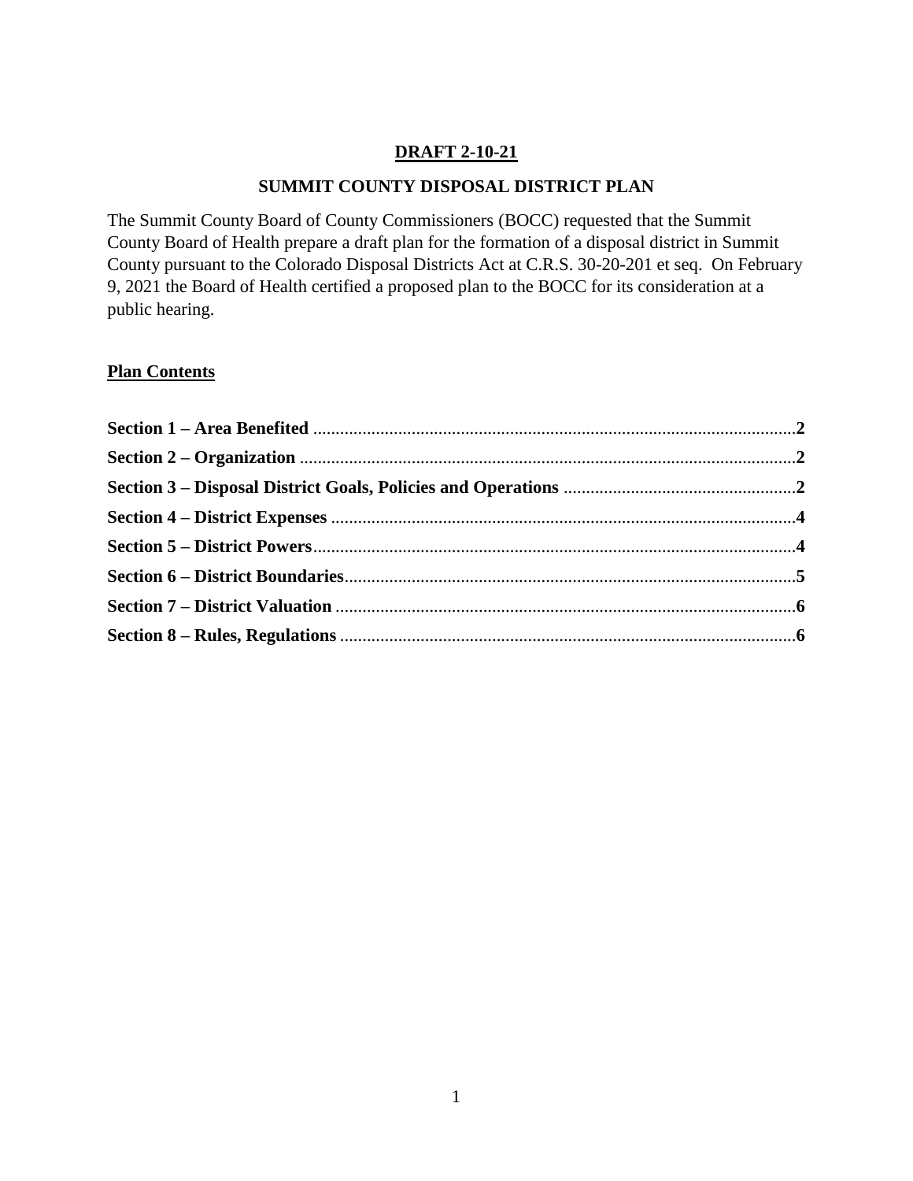**DRAFT 2-10-21**

# SUMMIT COUNTY DISPOSAL DISTRICT PLAN

The Summit County Board of County Commissioners (BOCC) requested that the Summit County Board of Health prepare a draft plan for the formation of a disposal district in Summit County pursuant to the Colorado Disposal Districts Act at C.R.S. 30-20-201 et seq. On February 9, 2021 the Board of Health certified a proposed plan to the BOCC for its consideration at a public hearing.

## Plan Contents

**Section 1 – Area Benefited** .......... **2**
**Section 2 – Organization** .......... **2**
**Section 3 – Disposal District Goals, Policies and Operations** .......... **2**
**Section 4 – District Expenses** .......... **4**
**Section 5 – District Powers** .......... **4**
**Section 6 – District Boundaries** .......... **5**
**Section 7 – District Valuation** .......... **6**
**Section 8 – Rules, Regulations** .......... **6**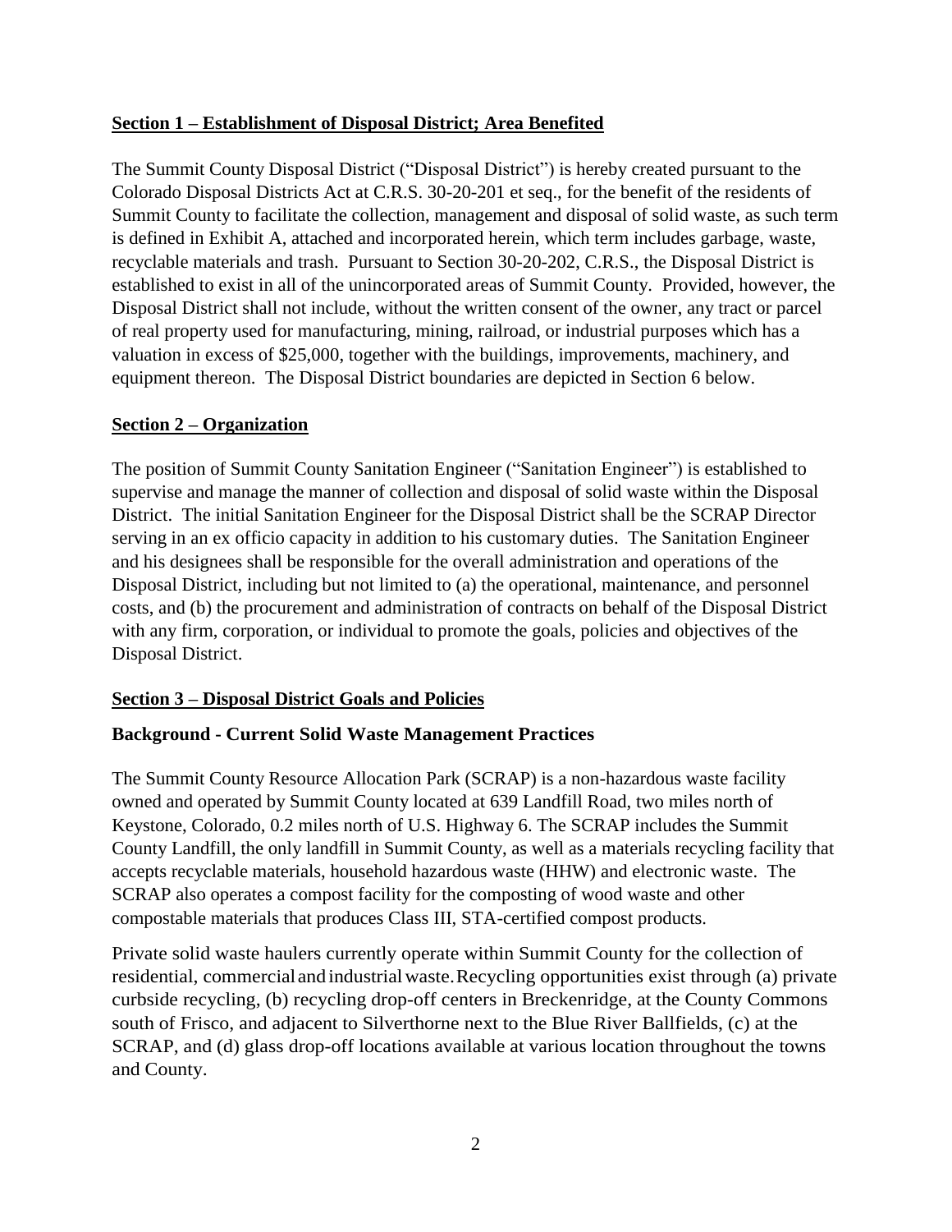**Section 1 – Establishment of Disposal District; Area Benefited**

The Summit County Disposal District ("Disposal District") is hereby created pursuant to the Colorado Disposal Districts Act at C.R.S. 30-20-201 et seq., for the benefit of the residents of Summit County to facilitate the collection, management and disposal of solid waste, as such term is defined in Exhibit A, attached and incorporated herein, which term includes garbage, waste, recyclable materials and trash. Pursuant to Section 30-20-202, C.R.S., the Disposal District is established to exist in all of the unincorporated areas of Summit County. Provided, however, the Disposal District shall not include, without the written consent of the owner, any tract or parcel of real property used for manufacturing, mining, railroad, or industrial purposes which has a valuation in excess of $25,000, together with the buildings, improvements, machinery, and equipment thereon. The Disposal District boundaries are depicted in Section 6 below.

**Section 2 – Organization**

The position of Summit County Sanitation Engineer ("Sanitation Engineer") is established to supervise and manage the manner of collection and disposal of solid waste within the Disposal District. The initial Sanitation Engineer for the Disposal District shall be the SCRAP Director serving in an ex officio capacity in addition to his customary duties. The Sanitation Engineer and his designees shall be responsible for the overall administration and operations of the Disposal District, including but not limited to (a) the operational, maintenance, and personnel costs, and (b) the procurement and administration of contracts on behalf of the Disposal District with any firm, corporation, or individual to promote the goals, policies and objectives of the Disposal District.

**Section 3 – Disposal District Goals and Policies**

**Background - Current Solid Waste Management Practices**

The Summit County Resource Allocation Park (SCRAP) is a non-hazardous waste facility owned and operated by Summit County located at 639 Landfill Road, two miles north of Keystone, Colorado, 0.2 miles north of U.S. Highway 6. The SCRAP includes the Summit County Landfill, the only landfill in Summit County, as well as a materials recycling facility that accepts recyclable materials, household hazardous waste (HHW) and electronic waste. The SCRAP also operates a compost facility for the composting of wood waste and other compostable materials that produces Class III, STA-certified compost products.

Private solid waste haulers currently operate within Summit County for the collection of residential, commercial and industrial waste. Recycling opportunities exist through (a) private curbside recycling, (b) recycling drop-off centers in Breckenridge, at the County Commons south of Frisco, and adjacent to Silverthorne next to the Blue River Ballfields, (c) at the SCRAP, and (d) glass drop-off locations available at various location throughout the towns and County.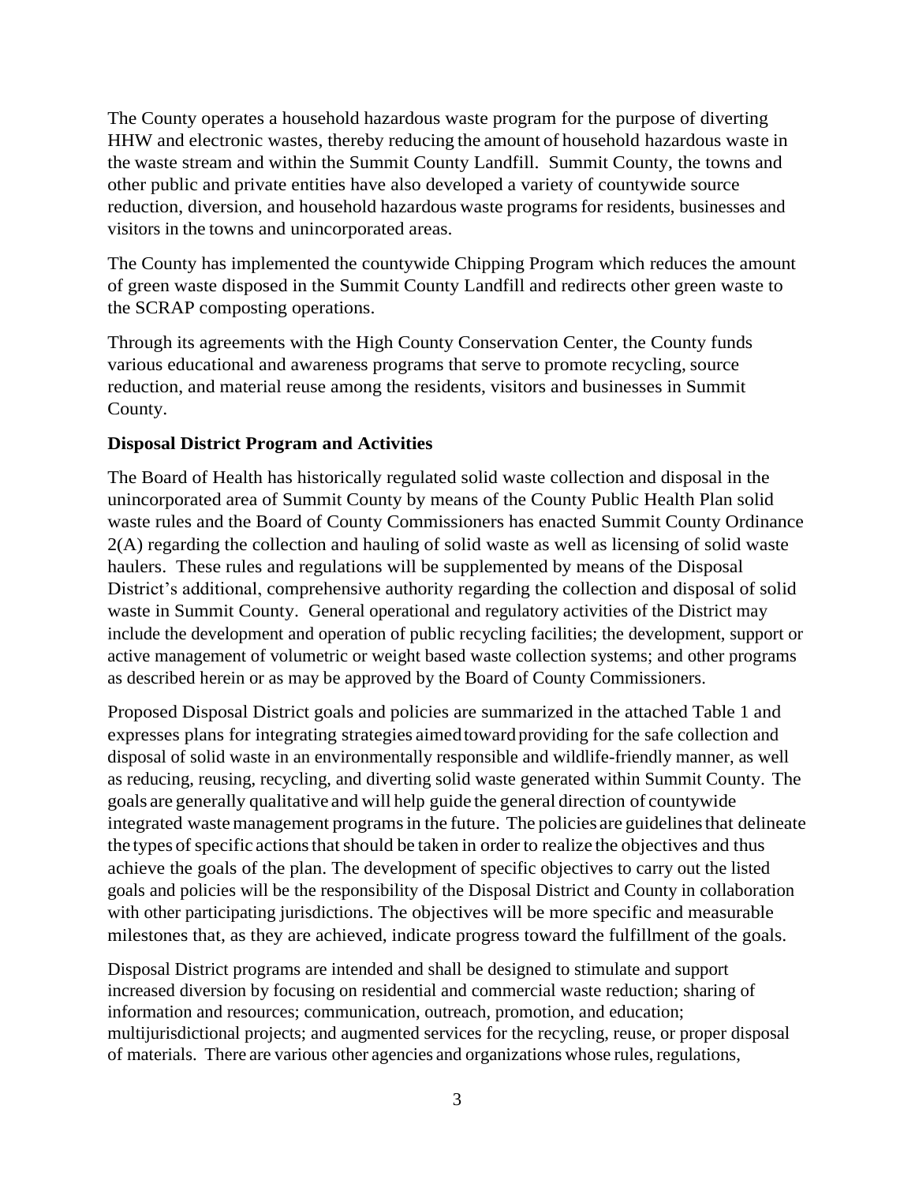The County operates a household hazardous waste program for the purpose of diverting HHW and electronic wastes, thereby reducing the amount of household hazardous waste in the waste stream and within the Summit County Landfill. Summit County, the towns and other public and private entities have also developed a variety of countywide source reduction, diversion, and household hazardous waste programs for residents, businesses and visitors in the towns and unincorporated areas.

The County has implemented the countywide Chipping Program which reduces the amount of green waste disposed in the Summit County Landfill and redirects other green waste to the SCRAP composting operations.

Through its agreements with the High County Conservation Center, the County funds various educational and awareness programs that serve to promote recycling, source reduction, and material reuse among the residents, visitors and businesses in Summit County.

**Disposal District Program and Activities**

The Board of Health has historically regulated solid waste collection and disposal in the unincorporated area of Summit County by means of the County Public Health Plan solid waste rules and the Board of County Commissioners has enacted Summit County Ordinance 2(A) regarding the collection and hauling of solid waste as well as licensing of solid waste haulers. These rules and regulations will be supplemented by means of the Disposal District's additional, comprehensive authority regarding the collection and disposal of solid waste in Summit County. General operational and regulatory activities of the District may include the development and operation of public recycling facilities; the development, support or active management of volumetric or weight based waste collection systems; and other programs as described herein or as may be approved by the Board of County Commissioners.

Proposed Disposal District goals and policies are summarized in the attached Table 1 and expresses plans for integrating strategies aimed toward providing for the safe collection and disposal of solid waste in an environmentally responsible and wildlife-friendly manner, as well as reducing, reusing, recycling, and diverting solid waste generated within Summit County. The goals are generally qualitative and will help guide the general direction of countywide integrated waste management programs in the future. The policies are guidelines that delineate the types of specific actions that should be taken in order to realize the objectives and thus achieve the goals of the plan. The development of specific objectives to carry out the listed goals and policies will be the responsibility of the Disposal District and County in collaboration with other participating jurisdictions. The objectives will be more specific and measurable milestones that, as they are achieved, indicate progress toward the fulfillment of the goals.

Disposal District programs are intended and shall be designed to stimulate and support increased diversion by focusing on residential and commercial waste reduction; sharing of information and resources; communication, outreach, promotion, and education; multijurisdictional projects; and augmented services for the recycling, reuse, or proper disposal of materials. There are various other agencies and organizations whose rules, regulations,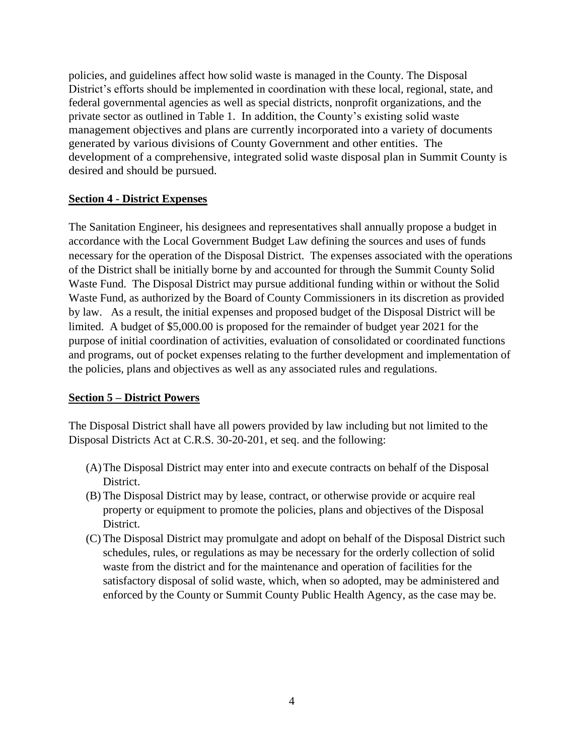policies, and guidelines affect how solid waste is managed in the County. The Disposal District's efforts should be implemented in coordination with these local, regional, state, and federal governmental agencies as well as special districts, nonprofit organizations, and the private sector as outlined in Table 1. In addition, the County's existing solid waste management objectives and plans are currently incorporated into a variety of documents generated by various divisions of County Government and other entities. The development of a comprehensive, integrated solid waste disposal plan in Summit County is desired and should be pursued.

## Section 4 - District Expenses

The Sanitation Engineer, his designees and representatives shall annually propose a budget in accordance with the Local Government Budget Law defining the sources and uses of funds necessary for the operation of the Disposal District. The expenses associated with the operations of the District shall be initially borne by and accounted for through the Summit County Solid Waste Fund. The Disposal District may pursue additional funding within or without the Solid Waste Fund, as authorized by the Board of County Commissioners in its discretion as provided by law. As a result, the initial expenses and proposed budget of the Disposal District will be limited. A budget of $5,000.00 is proposed for the remainder of budget year 2021 for the purpose of initial coordination of activities, evaluation of consolidated or coordinated functions and programs, out of pocket expenses relating to the further development and implementation of the policies, plans and objectives as well as any associated rules and regulations.

## Section 5 – District Powers

The Disposal District shall have all powers provided by law including but not limited to the Disposal Districts Act at C.R.S. 30-20-201, et seq. and the following:

(A) The Disposal District may enter into and execute contracts on behalf of the Disposal District.

(B) The Disposal District may by lease, contract, or otherwise provide or acquire real property or equipment to promote the policies, plans and objectives of the Disposal District.

(C) The Disposal District may promulgate and adopt on behalf of the Disposal District such schedules, rules, or regulations as may be necessary for the orderly collection of solid waste from the district and for the maintenance and operation of facilities for the satisfactory disposal of solid waste, which, when so adopted, may be administered and enforced by the County or Summit County Public Health Agency, as the case may be.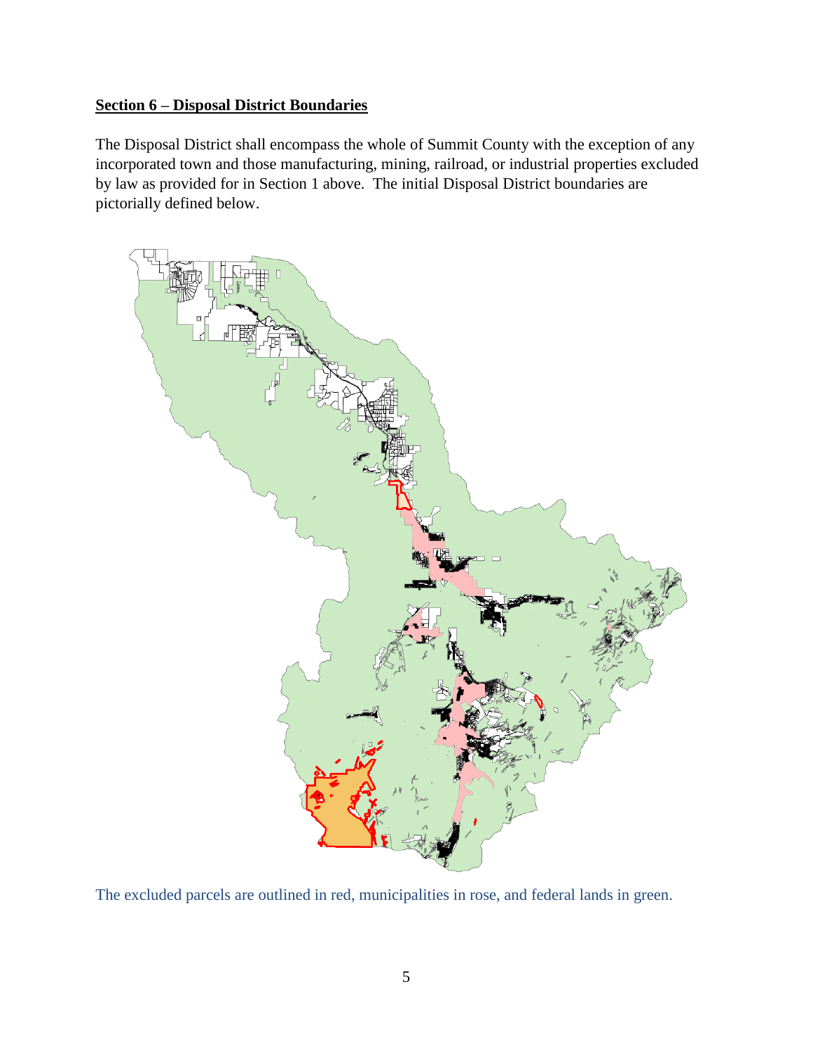**Section 6 – Disposal District Boundaries**

The Disposal District shall encompass the whole of Summit County with the exception of any incorporated town and those manufacturing, mining, railroad, or industrial properties excluded by law as provided for in Section 1 above. The initial Disposal District boundaries are pictorially defined below.

The excluded parcels are outlined in red, municipalities in rose, and federal lands in green.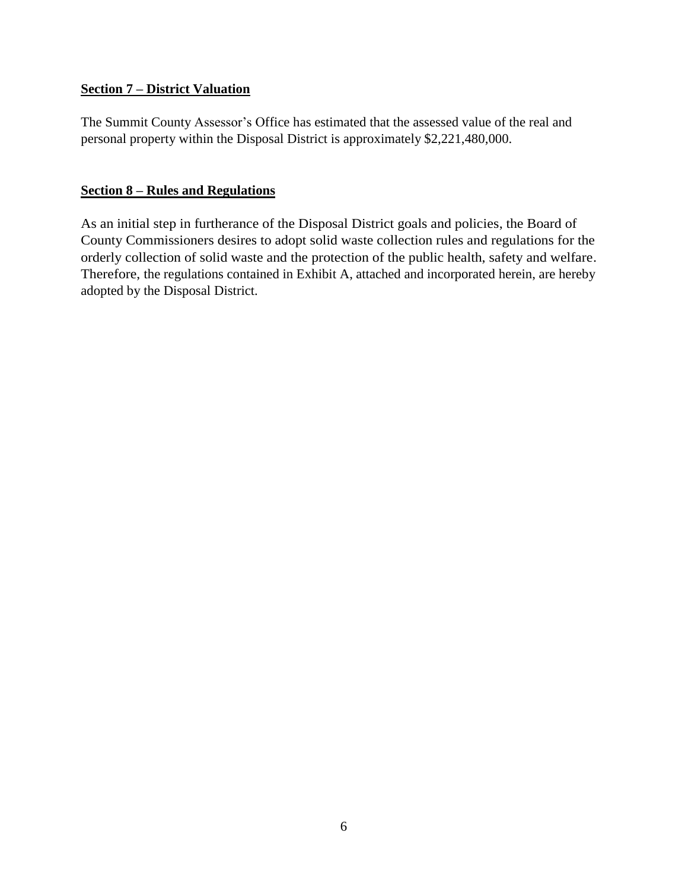## Section 7 – District Valuation

The Summit County Assessor's Office has estimated that the assessed value of the real and personal property within the Disposal District is approximately $2,221,480,000.

## Section 8 – Rules and Regulations

As an initial step in furtherance of the Disposal District goals and policies, the Board of County Commissioners desires to adopt solid waste collection rules and regulations for the orderly collection of solid waste and the protection of the public health, safety and welfare. Therefore, the regulations contained in Exhibit A, attached and incorporated herein, are hereby adopted by the Disposal District.